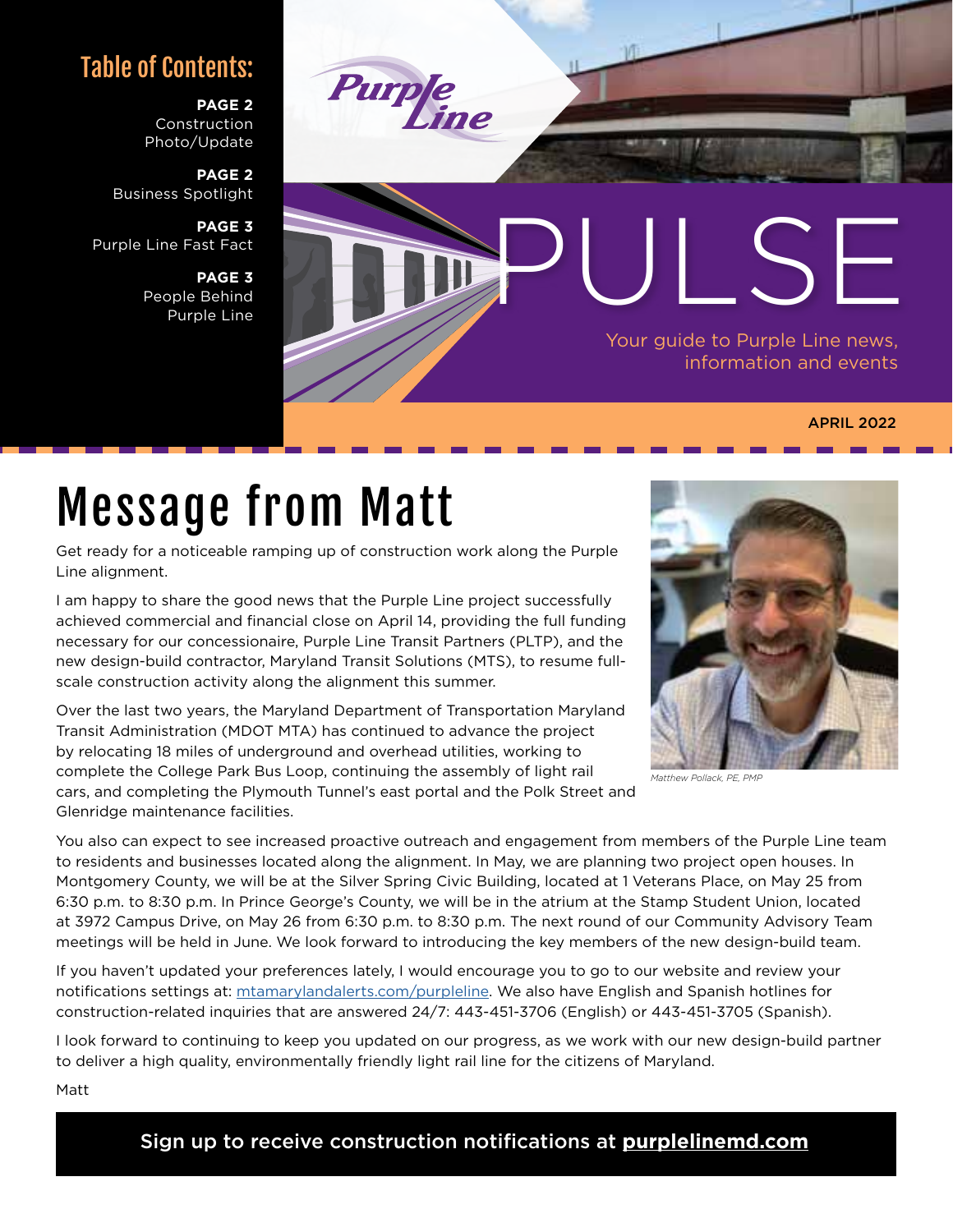# PULSE

Your guide to Purple Line news, information and events

APRIL 2022

## Table of Contents:

**PAGE 2**
Construction Photo/Update

**PAGE 2**
Business Spotlight

**PAGE 3**
Purple Line Fast Fact

**PAGE 3**
People Behind Purple Line

# Message from Matt

Get ready for a noticeable ramping up of construction work along the Purple Line alignment.

I am happy to share the good news that the Purple Line project successfully achieved commercial and financial close on April 14, providing the full funding necessary for our concessionaire, Purple Line Transit Partners (PLTP), and the new design-build contractor, Maryland Transit Solutions (MTS), to resume full-scale construction activity along the alignment this summer.

Over the last two years, the Maryland Department of Transportation Maryland Transit Administration (MDOT MTA) has continued to advance the project by relocating 18 miles of underground and overhead utilities, working to complete the College Park Bus Loop, continuing the assembly of light rail cars, and completing the Plymouth Tunnel's east portal and the Polk Street and Glenridge maintenance facilities.

*Matthew Pollack, PE, PMP*

You also can expect to see increased proactive outreach and engagement from members of the Purple Line team to residents and businesses located along the alignment. In May, we are planning two project open houses. In Montgomery County, we will be at the Silver Spring Civic Building, located at 1 Veterans Place, on May 25 from 6:30 p.m. to 8:30 p.m. In Prince George's County, we will be in the atrium at the Stamp Student Union, located at 3972 Campus Drive, on May 26 from 6:30 p.m. to 8:30 p.m. The next round of our Community Advisory Team meetings will be held in June. We look forward to introducing the key members of the new design-build team.

If you haven't updated your preferences lately, I would encourage you to go to our website and review your notifications settings at: mtamarylandalerts.com/purpleline. We also have English and Spanish hotlines for construction-related inquiries that are answered 24/7: 443-451-3706 (English) or 443-451-3705 (Spanish).

I look forward to continuing to keep you updated on our progress, as we work with our new design-build partner to deliver a high quality, environmentally friendly light rail line for the citizens of Maryland.

Matt

Sign up to receive construction notifications at **purplelinemd.com**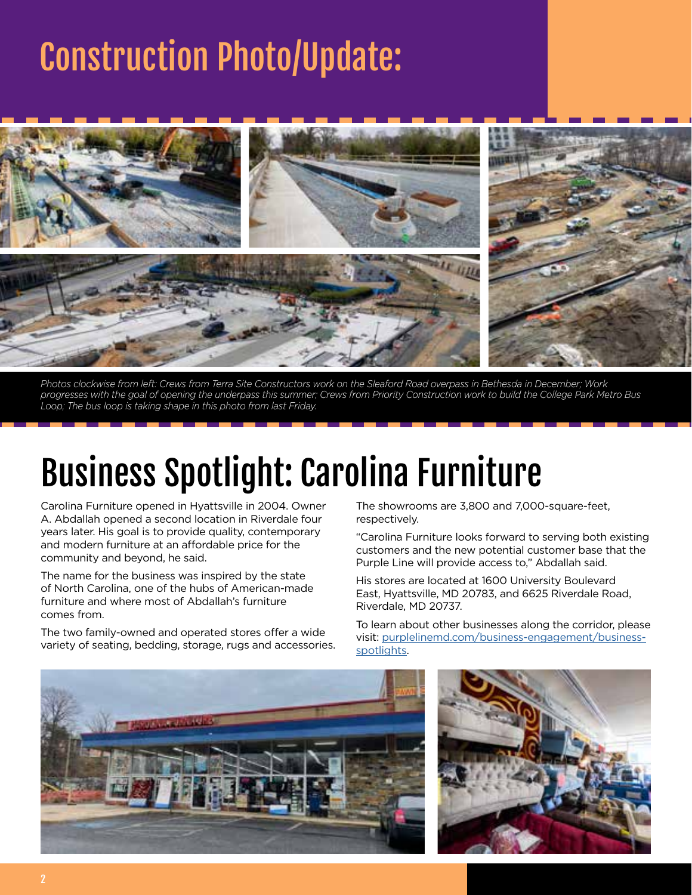# Construction Photo/Update:

*Photos clockwise from left: Crews from Terra Site Constructors work on the Sleaford Road overpass in Bethesda in December; Work progresses with the goal of opening the underpass this summer; Crews from Priority Construction work to build the College Park Metro Bus Loop; The bus loop is taking shape in this photo from last Friday.*

# Business Spotlight: Carolina Furniture

Carolina Furniture opened in Hyattsville in 2004. Owner A. Abdallah opened a second location in Riverdale four years later. His goal is to provide quality, contemporary and modern furniture at an affordable price for the community and beyond, he said.

The name for the business was inspired by the state of North Carolina, one of the hubs of American-made furniture and where most of Abdallah's furniture comes from.

The two family-owned and operated stores offer a wide variety of seating, bedding, storage, rugs and accessories. The showrooms are 3,800 and 7,000-square-feet, respectively.

"Carolina Furniture looks forward to serving both existing customers and the new potential customer base that the Purple Line will provide access to," Abdallah said.

His stores are located at 1600 University Boulevard East, Hyattsville, MD 20783, and 6625 Riverdale Road, Riverdale, MD 20737.

To learn about other businesses along the corridor, please visit: [purplelinemd.com/business-engagement/business-spotlights](purplelinemd.com/business-engagement/business-spotlights).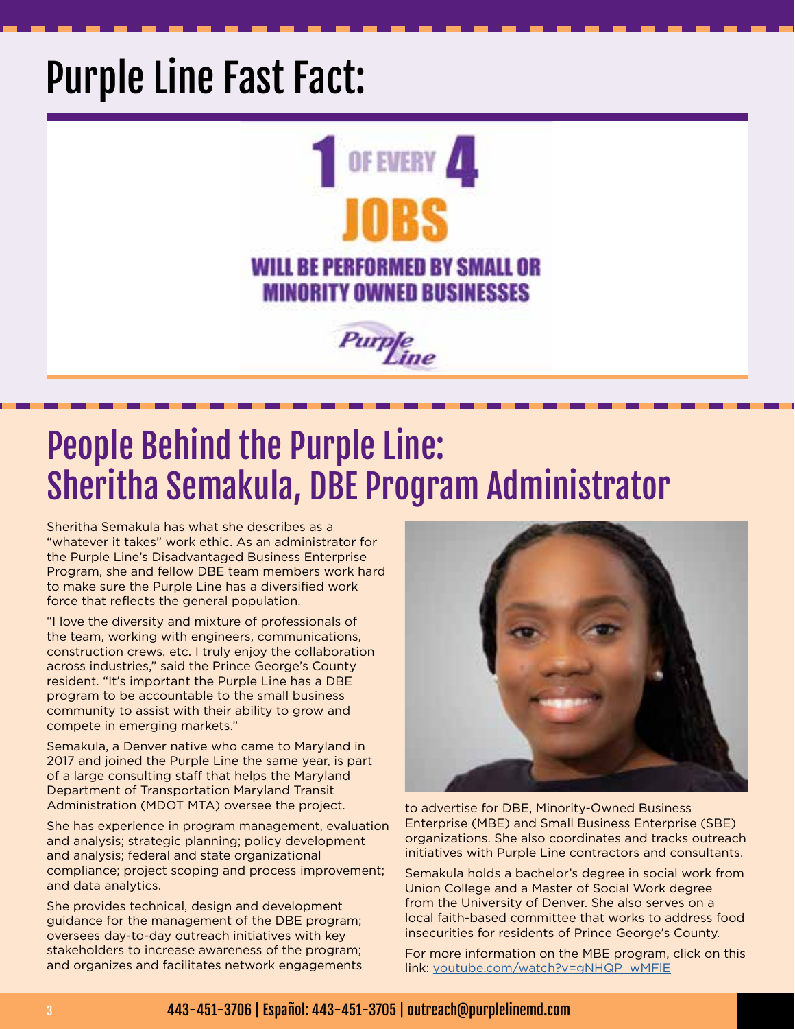# Purple Line Fast Fact:

1 OF EVERY 4

JOBS

WILL BE PERFORMED BY SMALL OR MINORITY OWNED BUSINESSES

Purple Line

## People Behind the Purple Line: Sheritha Semakula, DBE Program Administrator

Sheritha Semakula has what she describes as a "whatever it takes" work ethic. As an administrator for the Purple Line's Disadvantaged Business Enterprise Program, she and fellow DBE team members work hard to make sure the Purple Line has a diversified work force that reflects the general population.

"I love the diversity and mixture of professionals of the team, working with engineers, communications, construction crews, etc. I truly enjoy the collaboration across industries," said the Prince George's County resident. "It's important the Purple Line has a DBE program to be accountable to the small business community to assist with their ability to grow and compete in emerging markets."

Semakula, a Denver native who came to Maryland in 2017 and joined the Purple Line the same year, is part of a large consulting staff that helps the Maryland Department of Transportation Maryland Transit Administration (MDOT MTA) oversee the project.

She has experience in program management, evaluation and analysis; strategic planning; policy development and analysis; federal and state organizational compliance; project scoping and process improvement; and data analytics.

She provides technical, design and development guidance for the management of the DBE program; oversees day-to-day outreach initiatives with key stakeholders to increase awareness of the program; and organizes and facilitates network engagements to advertise for DBE, Minority-Owned Business Enterprise (MBE) and Small Business Enterprise (SBE) organizations. She also coordinates and tracks outreach initiatives with Purple Line contractors and consultants.

Semakula holds a bachelor's degree in social work from Union College and a Master of Social Work degree from the University of Denver. She also serves on a local faith-based committee that works to address food insecurities for residents of Prince George's County.

For more information on the MBE program, click on this link: youtube.com/watch?v=gNHQP_wMFIE

443-451-3706 | Español: 443-451-3705 | outreach@purplelinemd.com